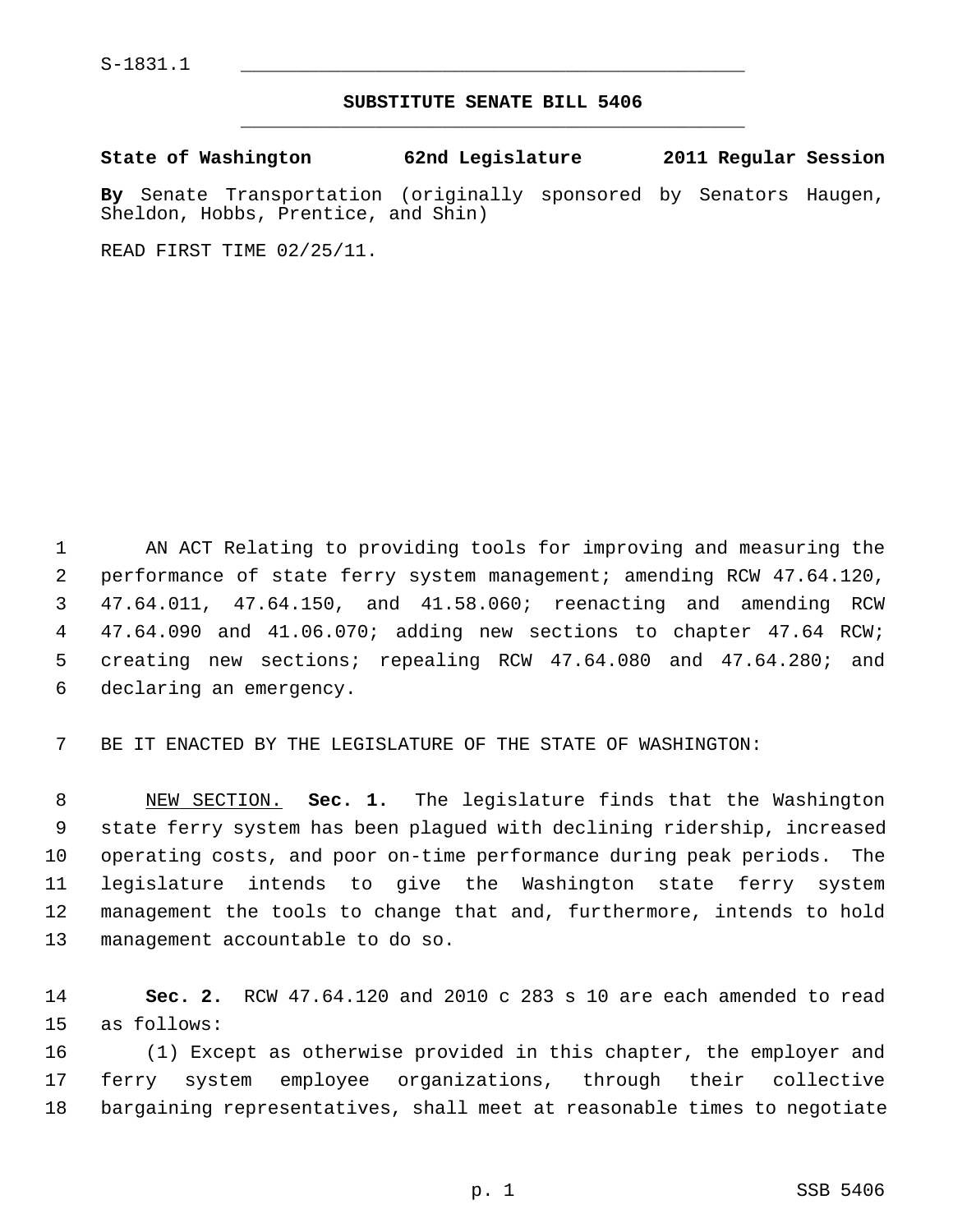S-1831.1

## SUBSTITUTE SENATE BILL 5406

**State of Washington 62nd Legislature 2011 Regular Session**

**By** Senate Transportation (originally sponsored by Senators Haugen, Sheldon, Hobbs, Prentice, and Shin)

READ FIRST TIME 02/25/11.

AN ACT Relating to providing tools for improving and measuring the performance of state ferry system management; amending RCW 47.64.120, 47.64.011, 47.64.150, and 41.58.060; reenacting and amending RCW 47.64.090 and 41.06.070; adding new sections to chapter 47.64 RCW; creating new sections; repealing RCW 47.64.080 and 47.64.280; and declaring an emergency.

BE IT ENACTED BY THE LEGISLATURE OF THE STATE OF WASHINGTON:

NEW SECTION. **Sec. 1.** The legislature finds that the Washington state ferry system has been plagued with declining ridership, increased operating costs, and poor on-time performance during peak periods. The legislature intends to give the Washington state ferry system management the tools to change that and, furthermore, intends to hold management accountable to do so.

**Sec. 2.** RCW 47.64.120 and 2010 c 283 s 10 are each amended to read as follows:

(1) Except as otherwise provided in this chapter, the employer and ferry system employee organizations, through their collective bargaining representatives, shall meet at reasonable times to negotiate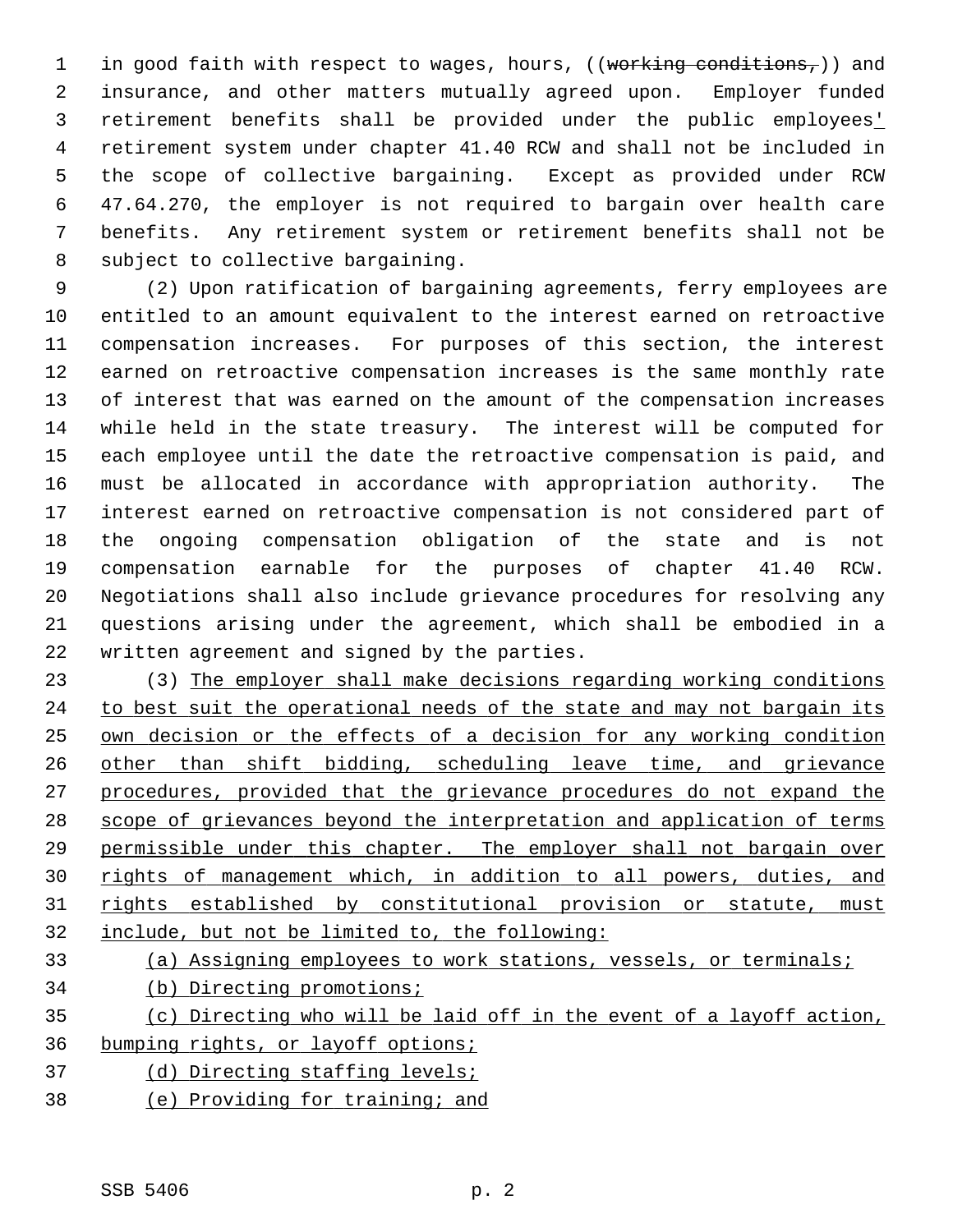in good faith with respect to wages, hours, ((~~working conditions,~~)) and insurance, and other matters mutually agreed upon. Employer funded retirement benefits shall be provided under the public employees<u>'</u> retirement system under chapter 41.40 RCW and shall not be included in the scope of collective bargaining. Except as provided under RCW 47.64.270, the employer is not required to bargain over health care benefits. Any retirement system or retirement benefits shall not be subject to collective bargaining.

(2) Upon ratification of bargaining agreements, ferry employees are entitled to an amount equivalent to the interest earned on retroactive compensation increases. For purposes of this section, the interest earned on retroactive compensation increases is the same monthly rate of interest that was earned on the amount of the compensation increases while held in the state treasury. The interest will be computed for each employee until the date the retroactive compensation is paid, and must be allocated in accordance with appropriation authority. The interest earned on retroactive compensation is not considered part of the ongoing compensation obligation of the state and is not compensation earnable for the purposes of chapter 41.40 RCW. Negotiations shall also include grievance procedures for resolving any questions arising under the agreement, which shall be embodied in a written agreement and signed by the parties.

(3) <u>The employer shall make decisions regarding working conditions to best suit the operational needs of the state and may not bargain its own decision or the effects of a decision for any working condition other than shift bidding, scheduling leave time, and grievance procedures, provided that the grievance procedures do not expand the scope of grievances beyond the interpretation and application of terms permissible under this chapter. The employer shall not bargain over rights of management which, in addition to all powers, duties, and rights established by constitutional provision or statute, must include, but not be limited to, the following:</u>

<u>(a) Assigning employees to work stations, vessels, or terminals;</u>

<u>(b) Directing promotions;</u>

<u>(c) Directing who will be laid off in the event of a layoff action, bumping rights, or layoff options;</u>

<u>(d) Directing staffing levels;</u>

<u>(e) Providing for training; and</u>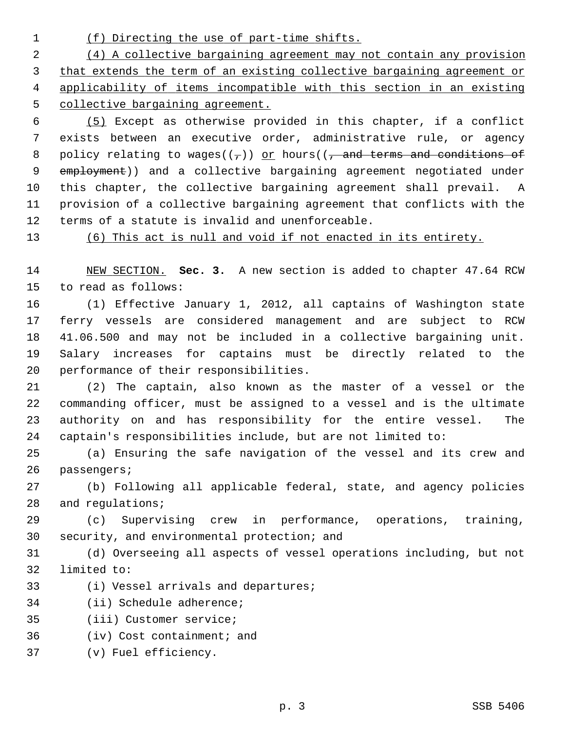(f) Directing the use of part-time shifts.

(4) A collective bargaining agreement may not contain any provision that extends the term of an existing collective bargaining agreement or applicability of items incompatible with this section in an existing collective bargaining agreement.

(5) Except as otherwise provided in this chapter, if a conflict exists between an executive order, administrative rule, or agency policy relating to wages((,)) or hours((, and terms and conditions of employment)) and a collective bargaining agreement negotiated under this chapter, the collective bargaining agreement shall prevail. A provision of a collective bargaining agreement that conflicts with the terms of a statute is invalid and unenforceable.

(6) This act is null and void if not enacted in its entirety.

NEW SECTION. **Sec. 3.** A new section is added to chapter 47.64 RCW to read as follows:

(1) Effective January 1, 2012, all captains of Washington state ferry vessels are considered management and are subject to RCW 41.06.500 and may not be included in a collective bargaining unit. Salary increases for captains must be directly related to the performance of their responsibilities.

(2) The captain, also known as the master of a vessel or the commanding officer, must be assigned to a vessel and is the ultimate authority on and has responsibility for the entire vessel. The captain's responsibilities include, but are not limited to:

(a) Ensuring the safe navigation of the vessel and its crew and passengers;

(b) Following all applicable federal, state, and agency policies and regulations;

(c) Supervising crew in performance, operations, training, security, and environmental protection; and

(d) Overseeing all aspects of vessel operations including, but not limited to:

(i) Vessel arrivals and departures;

(ii) Schedule adherence;

(iii) Customer service;

(iv) Cost containment; and

(v) Fuel efficiency.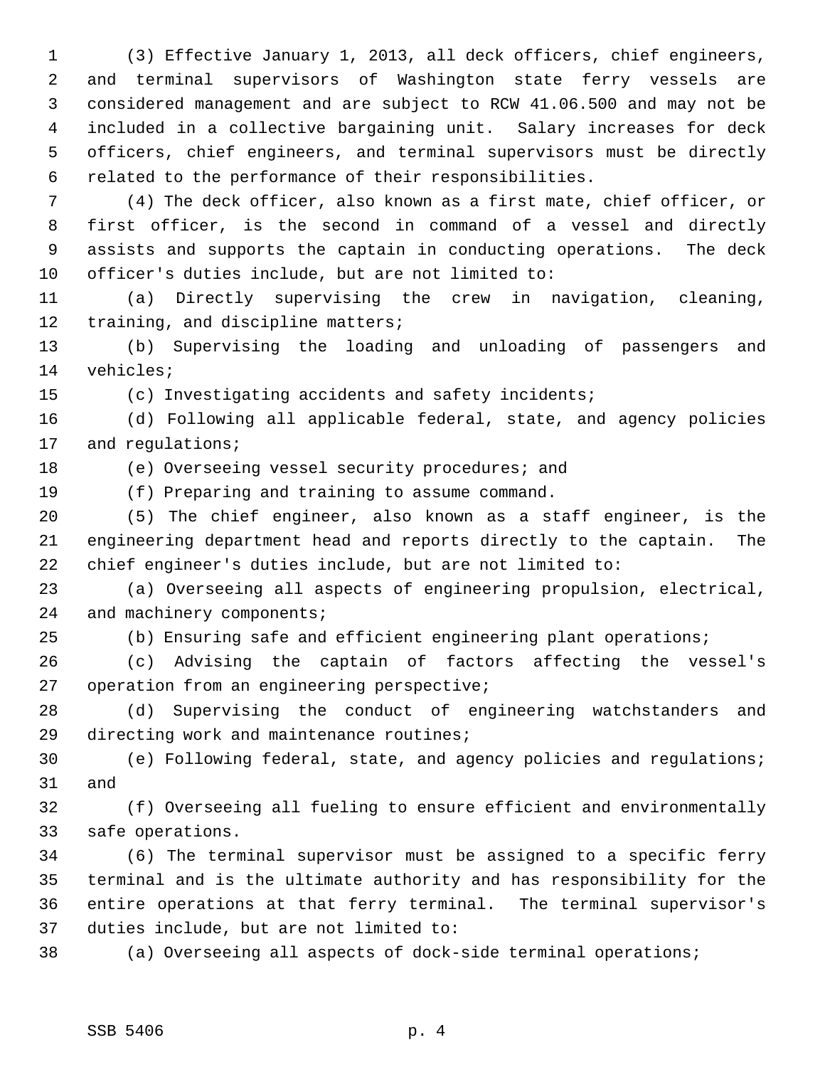(3) Effective January 1, 2013, all deck officers, chief engineers, and terminal supervisors of Washington state ferry vessels are considered management and are subject to RCW 41.06.500 and may not be included in a collective bargaining unit. Salary increases for deck officers, chief engineers, and terminal supervisors must be directly related to the performance of their responsibilities.

(4) The deck officer, also known as a first mate, chief officer, or first officer, is the second in command of a vessel and directly assists and supports the captain in conducting operations. The deck officer's duties include, but are not limited to:

(a) Directly supervising the crew in navigation, cleaning, training, and discipline matters;

(b) Supervising the loading and unloading of passengers and vehicles;

(c) Investigating accidents and safety incidents;

(d) Following all applicable federal, state, and agency policies and regulations;

(e) Overseeing vessel security procedures; and

(f) Preparing and training to assume command.

(5) The chief engineer, also known as a staff engineer, is the engineering department head and reports directly to the captain. The chief engineer's duties include, but are not limited to:

(a) Overseeing all aspects of engineering propulsion, electrical, and machinery components;

(b) Ensuring safe and efficient engineering plant operations;

(c) Advising the captain of factors affecting the vessel's operation from an engineering perspective;

(d) Supervising the conduct of engineering watchstanders and directing work and maintenance routines;

(e) Following federal, state, and agency policies and regulations; and

(f) Overseeing all fueling to ensure efficient and environmentally safe operations.

(6) The terminal supervisor must be assigned to a specific ferry terminal and is the ultimate authority and has responsibility for the entire operations at that ferry terminal. The terminal supervisor's duties include, but are not limited to:

(a) Overseeing all aspects of dock-side terminal operations;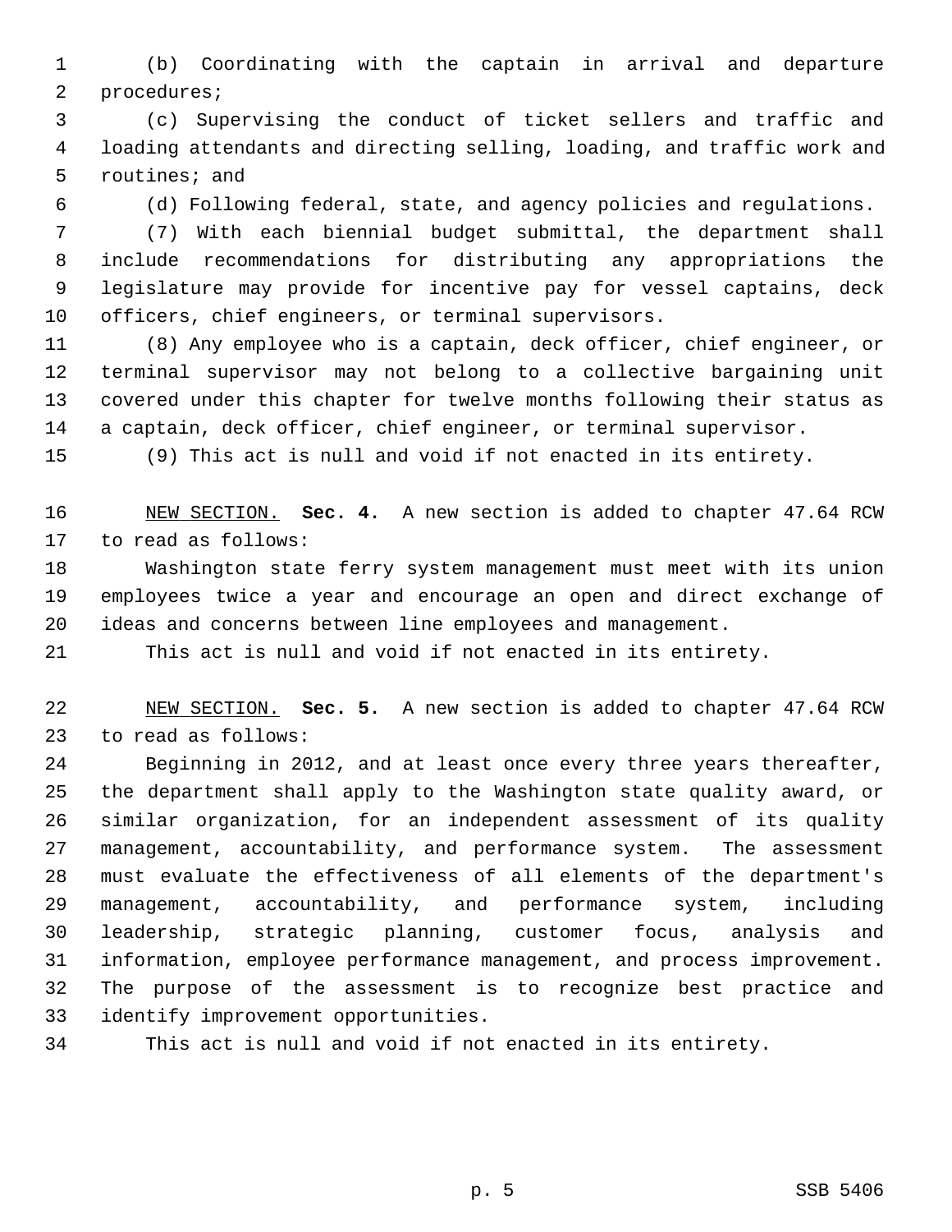(b) Coordinating with the captain in arrival and departure procedures;

(c) Supervising the conduct of ticket sellers and traffic and loading attendants and directing selling, loading, and traffic work and routines; and

(d) Following federal, state, and agency policies and regulations.

(7) With each biennial budget submittal, the department shall include recommendations for distributing any appropriations the legislature may provide for incentive pay for vessel captains, deck officers, chief engineers, or terminal supervisors.

(8) Any employee who is a captain, deck officer, chief engineer, or terminal supervisor may not belong to a collective bargaining unit covered under this chapter for twelve months following their status as a captain, deck officer, chief engineer, or terminal supervisor.

(9) This act is null and void if not enacted in its entirety.

NEW SECTION. **Sec. 4.** A new section is added to chapter 47.64 RCW to read as follows:

Washington state ferry system management must meet with its union employees twice a year and encourage an open and direct exchange of ideas and concerns between line employees and management.

This act is null and void if not enacted in its entirety.

NEW SECTION. **Sec. 5.** A new section is added to chapter 47.64 RCW to read as follows:

Beginning in 2012, and at least once every three years thereafter, the department shall apply to the Washington state quality award, or similar organization, for an independent assessment of its quality management, accountability, and performance system. The assessment must evaluate the effectiveness of all elements of the department's management, accountability, and performance system, including leadership, strategic planning, customer focus, analysis and information, employee performance management, and process improvement. The purpose of the assessment is to recognize best practice and identify improvement opportunities.

This act is null and void if not enacted in its entirety.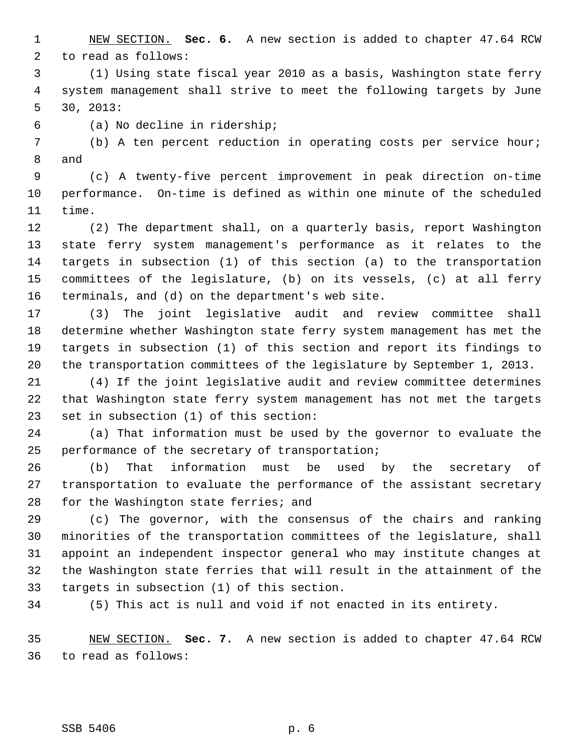NEW SECTION. **Sec. 6.** A new section is added to chapter 47.64 RCW to read as follows:

(1) Using state fiscal year 2010 as a basis, Washington state ferry system management shall strive to meet the following targets by June 30, 2013:

(a) No decline in ridership;

(b) A ten percent reduction in operating costs per service hour; and

(c) A twenty-five percent improvement in peak direction on-time performance. On-time is defined as within one minute of the scheduled time.

(2) The department shall, on a quarterly basis, report Washington state ferry system management's performance as it relates to the targets in subsection (1) of this section (a) to the transportation committees of the legislature, (b) on its vessels, (c) at all ferry terminals, and (d) on the department's web site.

(3) The joint legislative audit and review committee shall determine whether Washington state ferry system management has met the targets in subsection (1) of this section and report its findings to the transportation committees of the legislature by September 1, 2013.

(4) If the joint legislative audit and review committee determines that Washington state ferry system management has not met the targets set in subsection (1) of this section:

(a) That information must be used by the governor to evaluate the performance of the secretary of transportation;

(b) That information must be used by the secretary of transportation to evaluate the performance of the assistant secretary for the Washington state ferries; and

(c) The governor, with the consensus of the chairs and ranking minorities of the transportation committees of the legislature, shall appoint an independent inspector general who may institute changes at the Washington state ferries that will result in the attainment of the targets in subsection (1) of this section.

(5) This act is null and void if not enacted in its entirety.

NEW SECTION. **Sec. 7.** A new section is added to chapter 47.64 RCW to read as follows: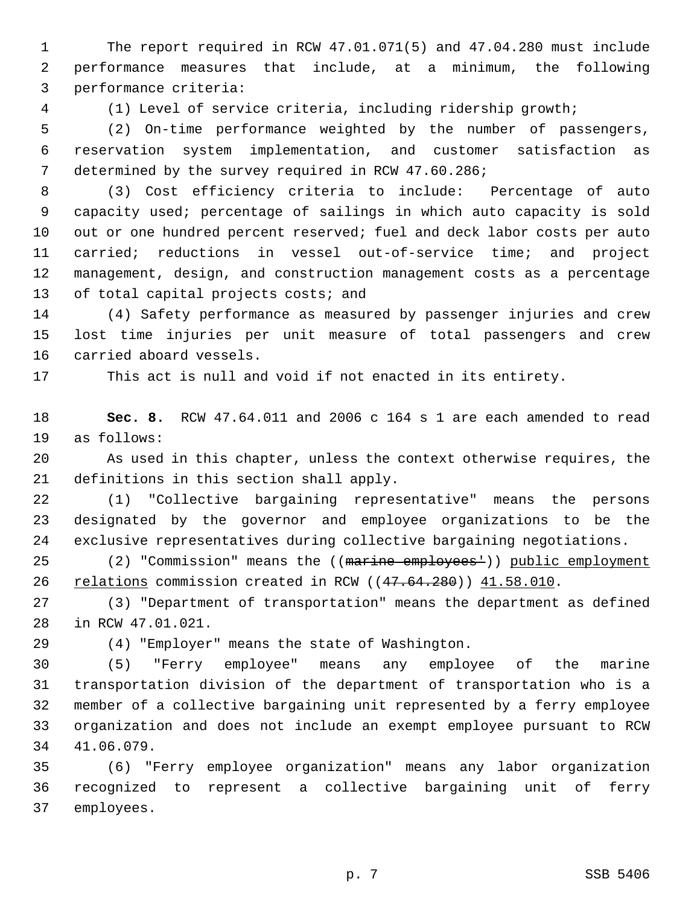The report required in RCW 47.01.071(5) and 47.04.280 must include performance measures that include, at a minimum, the following performance criteria:

(1) Level of service criteria, including ridership growth;

(2) On-time performance weighted by the number of passengers, reservation system implementation, and customer satisfaction as determined by the survey required in RCW 47.60.286;

(3) Cost efficiency criteria to include: Percentage of auto capacity used; percentage of sailings in which auto capacity is sold out or one hundred percent reserved; fuel and deck labor costs per auto carried; reductions in vessel out-of-service time; and project management, design, and construction management costs as a percentage of total capital projects costs; and

(4) Safety performance as measured by passenger injuries and crew lost time injuries per unit measure of total passengers and crew carried aboard vessels.

This act is null and void if not enacted in its entirety.

**Sec. 8.** RCW 47.64.011 and 2006 c 164 s 1 are each amended to read as follows:

As used in this chapter, unless the context otherwise requires, the definitions in this section shall apply.

(1) "Collective bargaining representative" means the persons designated by the governor and employee organizations to be the exclusive representatives during collective bargaining negotiations.

(2) "Commission" means the ((~~marine employees'~~)) <u>public employment relations</u> commission created in RCW ((~~47.64.280~~)) <u>41.58.010</u>.

(3) "Department of transportation" means the department as defined in RCW 47.01.021.

(4) "Employer" means the state of Washington.

(5) "Ferry employee" means any employee of the marine transportation division of the department of transportation who is a member of a collective bargaining unit represented by a ferry employee organization and does not include an exempt employee pursuant to RCW 41.06.079.

(6) "Ferry employee organization" means any labor organization recognized to represent a collective bargaining unit of ferry employees.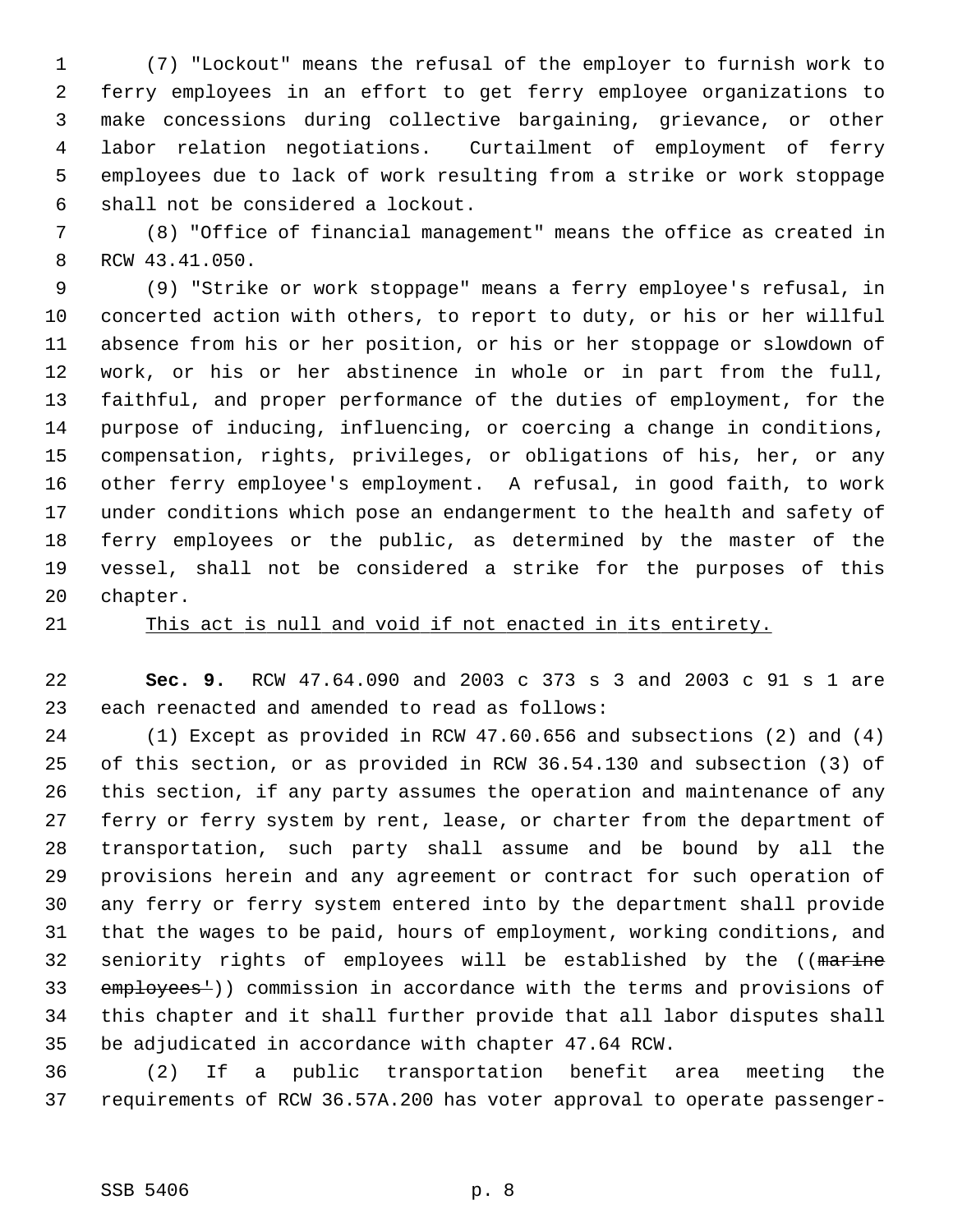(7) "Lockout" means the refusal of the employer to furnish work to ferry employees in an effort to get ferry employee organizations to make concessions during collective bargaining, grievance, or other labor relation negotiations. Curtailment of employment of ferry employees due to lack of work resulting from a strike or work stoppage shall not be considered a lockout.

(8) "Office of financial management" means the office as created in RCW 43.41.050.

(9) "Strike or work stoppage" means a ferry employee's refusal, in concerted action with others, to report to duty, or his or her willful absence from his or her position, or his or her stoppage or slowdown of work, or his or her abstinence in whole or in part from the full, faithful, and proper performance of the duties of employment, for the purpose of inducing, influencing, or coercing a change in conditions, compensation, rights, privileges, or obligations of his, her, or any other ferry employee's employment. A refusal, in good faith, to work under conditions which pose an endangerment to the health and safety of ferry employees or the public, as determined by the master of the vessel, shall not be considered a strike for the purposes of this chapter.

<u>This act is null and void if not enacted in its entirety.</u>

**Sec. 9.** RCW 47.64.090 and 2003 c 373 s 3 and 2003 c 91 s 1 are each reenacted and amended to read as follows:

(1) Except as provided in RCW 47.60.656 and subsections (2) and (4) of this section, or as provided in RCW 36.54.130 and subsection (3) of this section, if any party assumes the operation and maintenance of any ferry or ferry system by rent, lease, or charter from the department of transportation, such party shall assume and be bound by all the provisions herein and any agreement or contract for such operation of any ferry or ferry system entered into by the department shall provide that the wages to be paid, hours of employment, working conditions, and seniority rights of employees will be established by the ((~~marine employees'~~)) commission in accordance with the terms and provisions of this chapter and it shall further provide that all labor disputes shall be adjudicated in accordance with chapter 47.64 RCW.

(2) If a public transportation benefit area meeting the requirements of RCW 36.57A.200 has voter approval to operate passenger-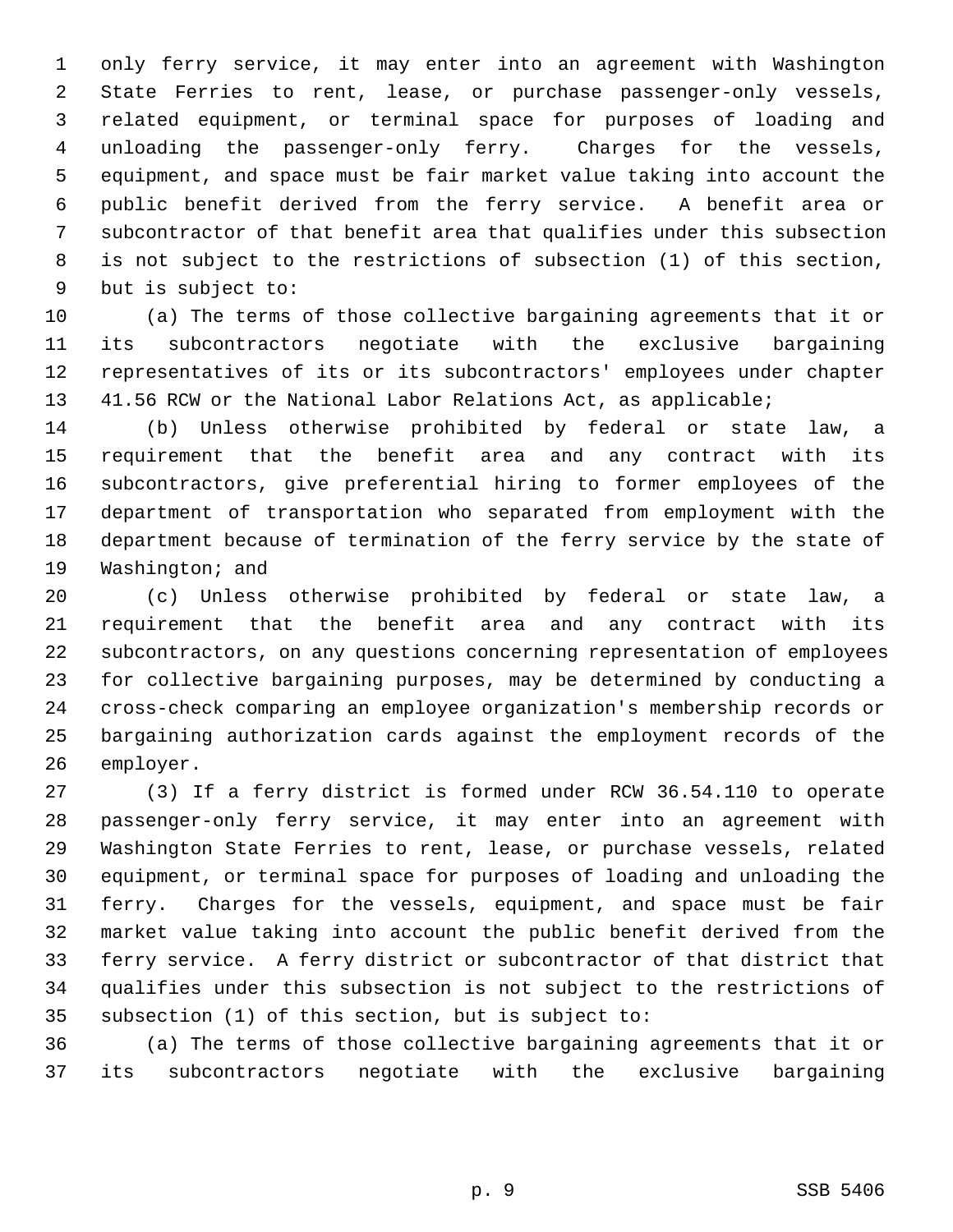only ferry service, it may enter into an agreement with Washington State Ferries to rent, lease, or purchase passenger-only vessels, related equipment, or terminal space for purposes of loading and unloading the passenger-only ferry. Charges for the vessels, equipment, and space must be fair market value taking into account the public benefit derived from the ferry service. A benefit area or subcontractor of that benefit area that qualifies under this subsection is not subject to the restrictions of subsection (1) of this section, but is subject to:

(a) The terms of those collective bargaining agreements that it or its subcontractors negotiate with the exclusive bargaining representatives of its or its subcontractors' employees under chapter 41.56 RCW or the National Labor Relations Act, as applicable;

(b) Unless otherwise prohibited by federal or state law, a requirement that the benefit area and any contract with its subcontractors, give preferential hiring to former employees of the department of transportation who separated from employment with the department because of termination of the ferry service by the state of Washington; and

(c) Unless otherwise prohibited by federal or state law, a requirement that the benefit area and any contract with its subcontractors, on any questions concerning representation of employees for collective bargaining purposes, may be determined by conducting a cross-check comparing an employee organization's membership records or bargaining authorization cards against the employment records of the employer.

(3) If a ferry district is formed under RCW 36.54.110 to operate passenger-only ferry service, it may enter into an agreement with Washington State Ferries to rent, lease, or purchase vessels, related equipment, or terminal space for purposes of loading and unloading the ferry. Charges for the vessels, equipment, and space must be fair market value taking into account the public benefit derived from the ferry service. A ferry district or subcontractor of that district that qualifies under this subsection is not subject to the restrictions of subsection (1) of this section, but is subject to:

(a) The terms of those collective bargaining agreements that it or its subcontractors negotiate with the exclusive bargaining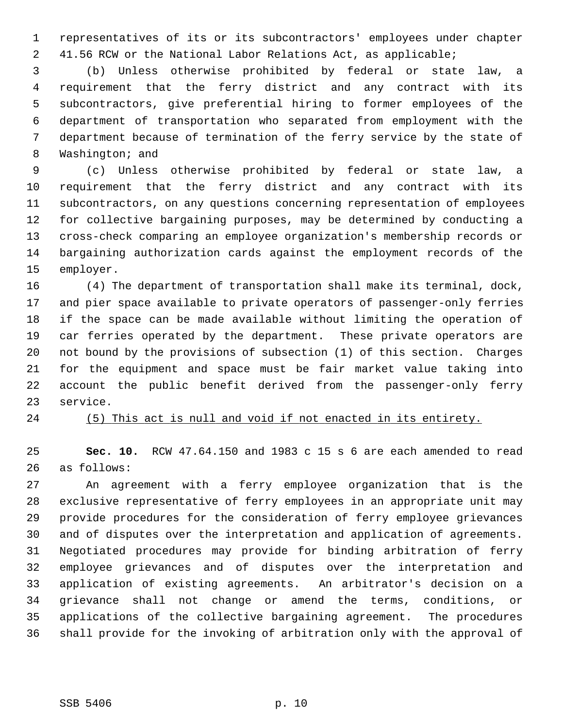representatives of its or its subcontractors' employees under chapter 41.56 RCW or the National Labor Relations Act, as applicable;

(b) Unless otherwise prohibited by federal or state law, a requirement that the ferry district and any contract with its subcontractors, give preferential hiring to former employees of the department of transportation who separated from employment with the department because of termination of the ferry service by the state of Washington; and

(c) Unless otherwise prohibited by federal or state law, a requirement that the ferry district and any contract with its subcontractors, on any questions concerning representation of employees for collective bargaining purposes, may be determined by conducting a cross-check comparing an employee organization's membership records or bargaining authorization cards against the employment records of the employer.

(4) The department of transportation shall make its terminal, dock, and pier space available to private operators of passenger-only ferries if the space can be made available without limiting the operation of car ferries operated by the department. These private operators are not bound by the provisions of subsection (1) of this section. Charges for the equipment and space must be fair market value taking into account the public benefit derived from the passenger-only ferry service.

<u>(5) This act is null and void if not enacted in its entirety.</u>

**Sec. 10.** RCW 47.64.150 and 1983 c 15 s 6 are each amended to read as follows:

An agreement with a ferry employee organization that is the exclusive representative of ferry employees in an appropriate unit may provide procedures for the consideration of ferry employee grievances and of disputes over the interpretation and application of agreements. Negotiated procedures may provide for binding arbitration of ferry employee grievances and of disputes over the interpretation and application of existing agreements. An arbitrator's decision on a grievance shall not change or amend the terms, conditions, or applications of the collective bargaining agreement. The procedures shall provide for the invoking of arbitration only with the approval of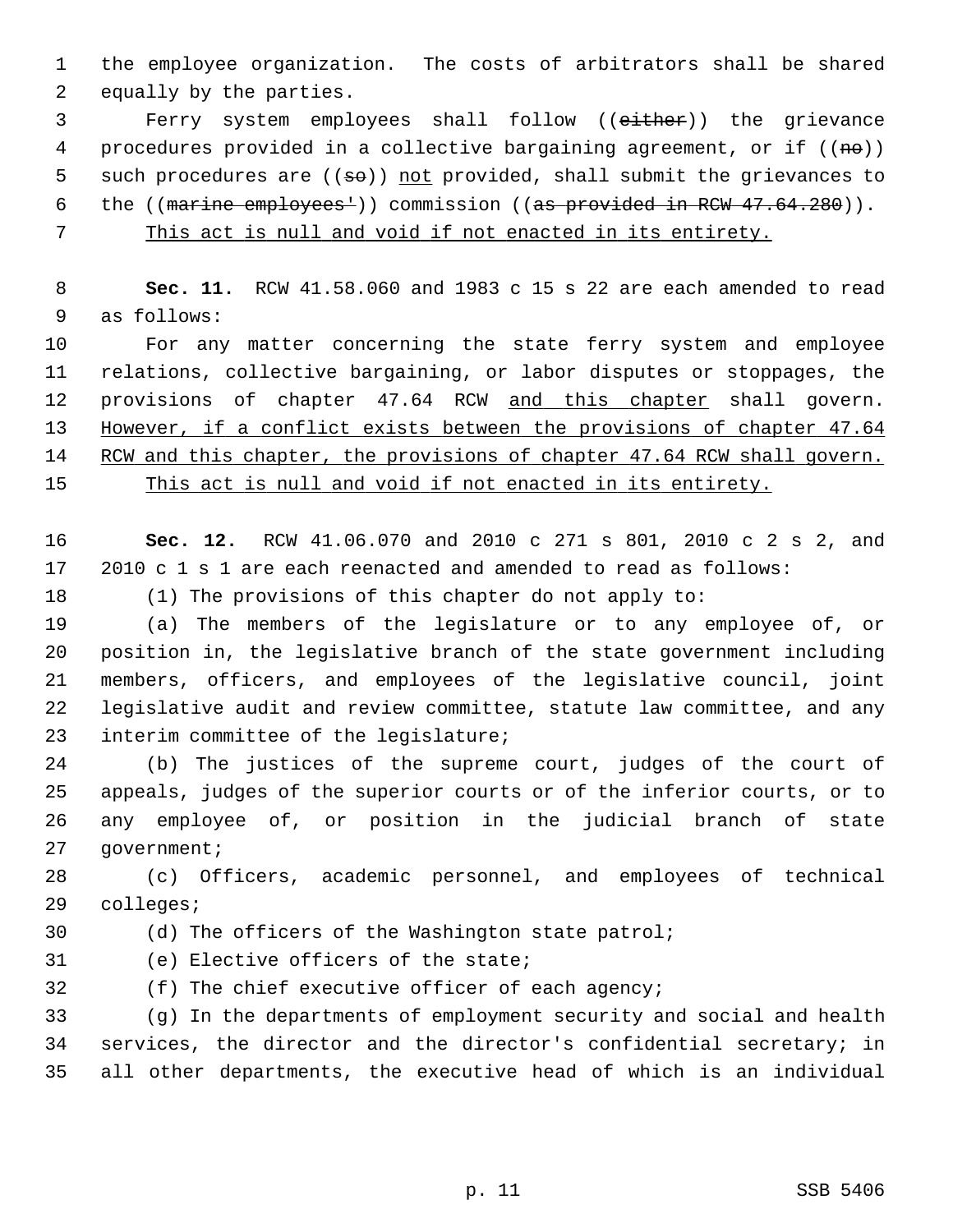the employee organization. The costs of arbitrators shall be shared equally by the parties.

Ferry system employees shall follow ((~~either~~)) the grievance procedures provided in a collective bargaining agreement, or if ((~~no~~)) such procedures are ((~~so~~)) <u>not</u> provided, shall submit the grievances to the ((~~marine employees'~~)) commission ((~~as provided in RCW 47.64.280~~)).

<u>This act is null and void if not enacted in its entirety.</u>

**Sec. 11.** RCW 41.58.060 and 1983 c 15 s 22 are each amended to read as follows:

For any matter concerning the state ferry system and employee relations, collective bargaining, or labor disputes or stoppages, the provisions of chapter 47.64 RCW <u>and this chapter</u> shall govern. <u>However, if a conflict exists between the provisions of chapter 47.64 RCW and this chapter, the provisions of chapter 47.64 RCW shall govern.</u>

<u>This act is null and void if not enacted in its entirety.</u>

**Sec. 12.** RCW 41.06.070 and 2010 c 271 s 801, 2010 c 2 s 2, and 2010 c 1 s 1 are each reenacted and amended to read as follows:

(1) The provisions of this chapter do not apply to:

(a) The members of the legislature or to any employee of, or position in, the legislative branch of the state government including members, officers, and employees of the legislative council, joint legislative audit and review committee, statute law committee, and any interim committee of the legislature;

(b) The justices of the supreme court, judges of the court of appeals, judges of the superior courts or of the inferior courts, or to any employee of, or position in the judicial branch of state government;

(c) Officers, academic personnel, and employees of technical colleges;

(d) The officers of the Washington state patrol;

(e) Elective officers of the state;

(f) The chief executive officer of each agency;

(g) In the departments of employment security and social and health services, the director and the director's confidential secretary; in all other departments, the executive head of which is an individual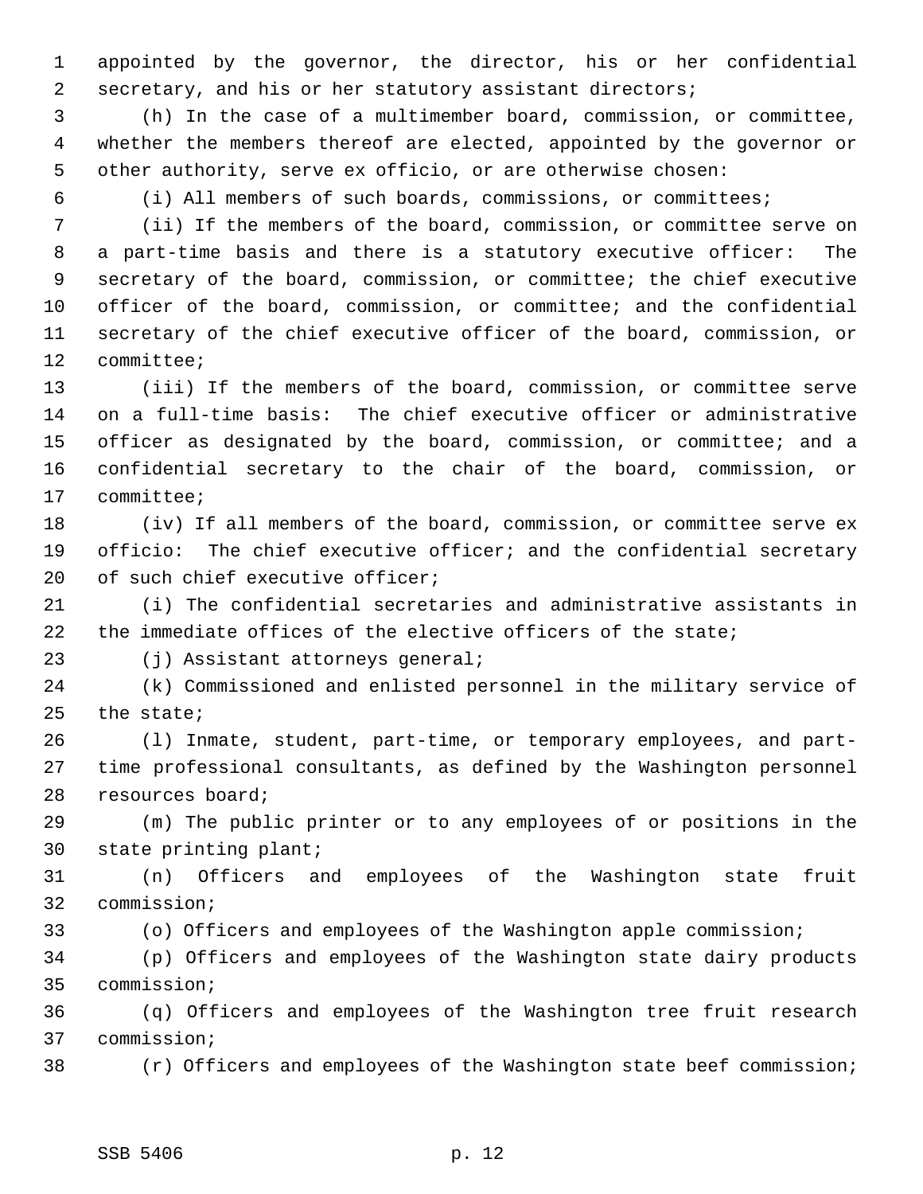appointed by the governor, the director, his or her confidential secretary, and his or her statutory assistant directors;

(h) In the case of a multimember board, commission, or committee, whether the members thereof are elected, appointed by the governor or other authority, serve ex officio, or are otherwise chosen:

(i) All members of such boards, commissions, or committees;

(ii) If the members of the board, commission, or committee serve on a part-time basis and there is a statutory executive officer: The secretary of the board, commission, or committee; the chief executive officer of the board, commission, or committee; and the confidential secretary of the chief executive officer of the board, commission, or committee;

(iii) If the members of the board, commission, or committee serve on a full-time basis: The chief executive officer or administrative officer as designated by the board, commission, or committee; and a confidential secretary to the chair of the board, commission, or committee;

(iv) If all members of the board, commission, or committee serve ex officio: The chief executive officer; and the confidential secretary of such chief executive officer;

(i) The confidential secretaries and administrative assistants in the immediate offices of the elective officers of the state;

(j) Assistant attorneys general;

(k) Commissioned and enlisted personnel in the military service of the state;

(l) Inmate, student, part-time, or temporary employees, and part-time professional consultants, as defined by the Washington personnel resources board;

(m) The public printer or to any employees of or positions in the state printing plant;

(n) Officers and employees of the Washington state fruit commission;

(o) Officers and employees of the Washington apple commission;

(p) Officers and employees of the Washington state dairy products commission;

(q) Officers and employees of the Washington tree fruit research commission;

(r) Officers and employees of the Washington state beef commission;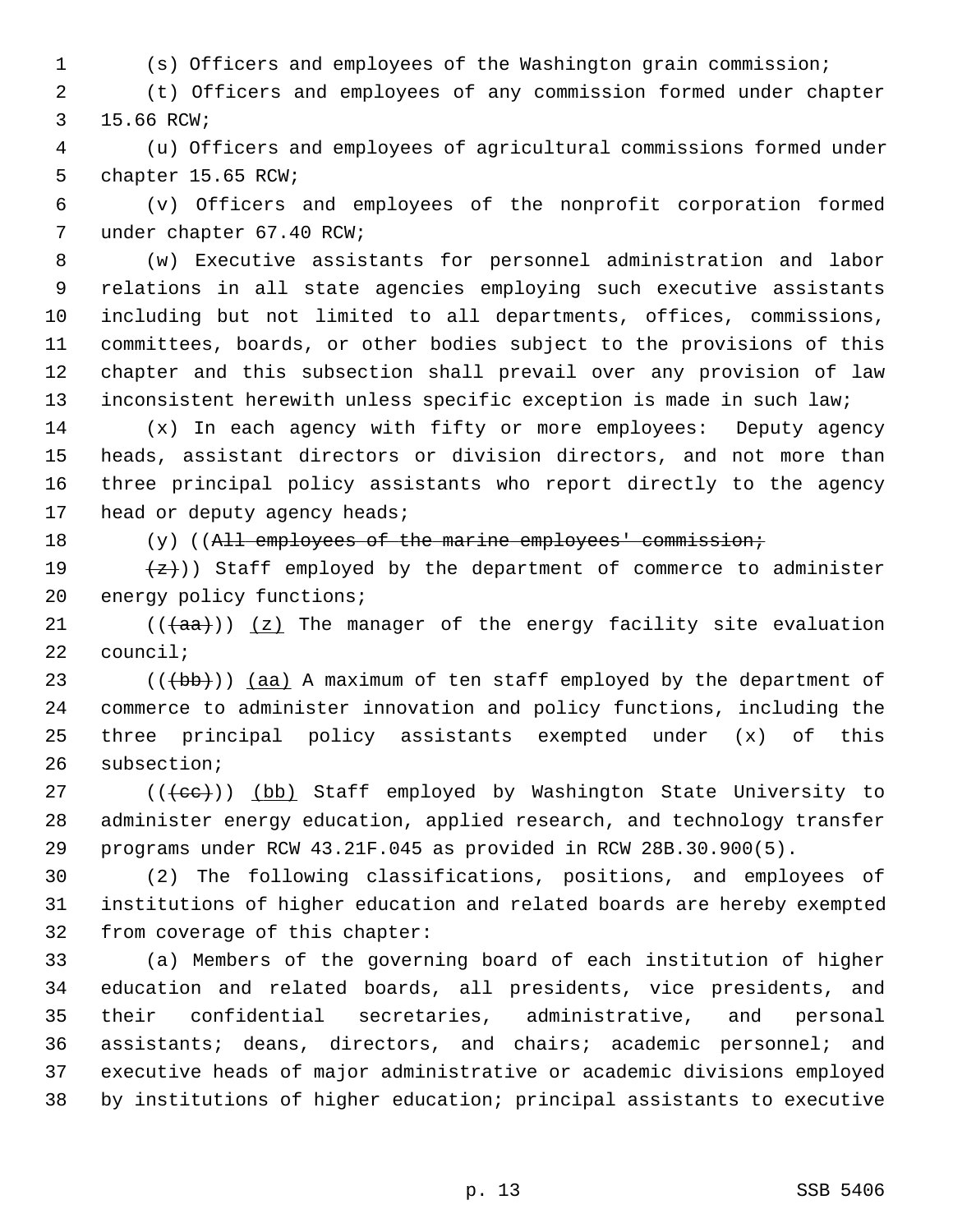(s) Officers and employees of the Washington grain commission;

(t) Officers and employees of any commission formed under chapter 15.66 RCW;

(u) Officers and employees of agricultural commissions formed under chapter 15.65 RCW;

(v) Officers and employees of the nonprofit corporation formed under chapter 67.40 RCW;

(w) Executive assistants for personnel administration and labor relations in all state agencies employing such executive assistants including but not limited to all departments, offices, commissions, committees, boards, or other bodies subject to the provisions of this chapter and this subsection shall prevail over any provision of law inconsistent herewith unless specific exception is made in such law;

(x) In each agency with fifty or more employees: Deputy agency heads, assistant directors or division directors, and not more than three principal policy assistants who report directly to the agency head or deputy agency heads;

(y) ((~~All employees of the marine employees' commission;~~

~~(z)~~)) Staff employed by the department of commerce to administer energy policy functions;

((~~(aa)~~)) (z) The manager of the energy facility site evaluation council;

((~~(bb)~~)) (aa) A maximum of ten staff employed by the department of commerce to administer innovation and policy functions, including the three principal policy assistants exempted under (x) of this subsection;

((~~(cc)~~)) (bb) Staff employed by Washington State University to administer energy education, applied research, and technology transfer programs under RCW 43.21F.045 as provided in RCW 28B.30.900(5).

(2) The following classifications, positions, and employees of institutions of higher education and related boards are hereby exempted from coverage of this chapter:

(a) Members of the governing board of each institution of higher education and related boards, all presidents, vice presidents, and their confidential secretaries, administrative, and personal assistants; deans, directors, and chairs; academic personnel; and executive heads of major administrative or academic divisions employed by institutions of higher education; principal assistants to executive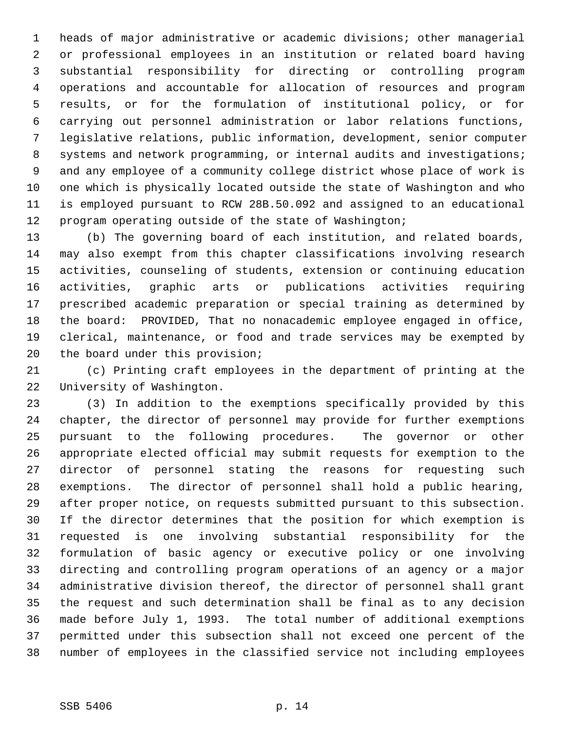heads of major administrative or academic divisions; other managerial or professional employees in an institution or related board having substantial responsibility for directing or controlling program operations and accountable for allocation of resources and program results, or for the formulation of institutional policy, or for carrying out personnel administration or labor relations functions, legislative relations, public information, development, senior computer systems and network programming, or internal audits and investigations; and any employee of a community college district whose place of work is one which is physically located outside the state of Washington and who is employed pursuant to RCW 28B.50.092 and assigned to an educational program operating outside of the state of Washington;

(b) The governing board of each institution, and related boards, may also exempt from this chapter classifications involving research activities, counseling of students, extension or continuing education activities, graphic arts or publications activities requiring prescribed academic preparation or special training as determined by the board: PROVIDED, That no nonacademic employee engaged in office, clerical, maintenance, or food and trade services may be exempted by the board under this provision;

(c) Printing craft employees in the department of printing at the University of Washington.

(3) In addition to the exemptions specifically provided by this chapter, the director of personnel may provide for further exemptions pursuant to the following procedures. The governor or other appropriate elected official may submit requests for exemption to the director of personnel stating the reasons for requesting such exemptions. The director of personnel shall hold a public hearing, after proper notice, on requests submitted pursuant to this subsection. If the director determines that the position for which exemption is requested is one involving substantial responsibility for the formulation of basic agency or executive policy or one involving directing and controlling program operations of an agency or a major administrative division thereof, the director of personnel shall grant the request and such determination shall be final as to any decision made before July 1, 1993. The total number of additional exemptions permitted under this subsection shall not exceed one percent of the number of employees in the classified service not including employees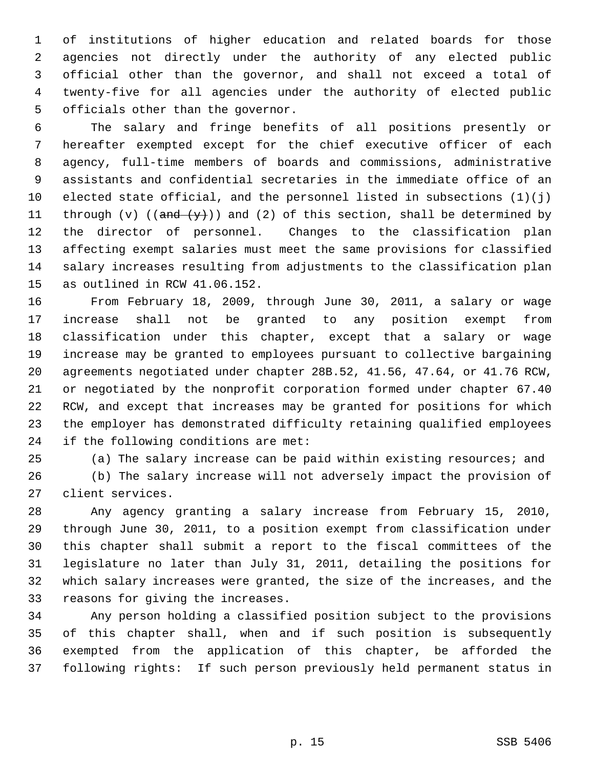of institutions of higher education and related boards for those agencies not directly under the authority of any elected public official other than the governor, and shall not exceed a total of twenty-five for all agencies under the authority of elected public officials other than the governor.

The salary and fringe benefits of all positions presently or hereafter exempted except for the chief executive officer of each agency, full-time members of boards and commissions, administrative assistants and confidential secretaries in the immediate office of an elected state official, and the personnel listed in subsections (1)(j) through (v) ((~~and (y)~~)) and (2) of this section, shall be determined by the director of personnel. Changes to the classification plan affecting exempt salaries must meet the same provisions for classified salary increases resulting from adjustments to the classification plan as outlined in RCW 41.06.152.

From February 18, 2009, through June 30, 2011, a salary or wage increase shall not be granted to any position exempt from classification under this chapter, except that a salary or wage increase may be granted to employees pursuant to collective bargaining agreements negotiated under chapter 28B.52, 41.56, 47.64, or 41.76 RCW, or negotiated by the nonprofit corporation formed under chapter 67.40 RCW, and except that increases may be granted for positions for which the employer has demonstrated difficulty retaining qualified employees if the following conditions are met:

(a) The salary increase can be paid within existing resources; and

(b) The salary increase will not adversely impact the provision of client services.

Any agency granting a salary increase from February 15, 2010, through June 30, 2011, to a position exempt from classification under this chapter shall submit a report to the fiscal committees of the legislature no later than July 31, 2011, detailing the positions for which salary increases were granted, the size of the increases, and the reasons for giving the increases.

Any person holding a classified position subject to the provisions of this chapter shall, when and if such position is subsequently exempted from the application of this chapter, be afforded the following rights: If such person previously held permanent status in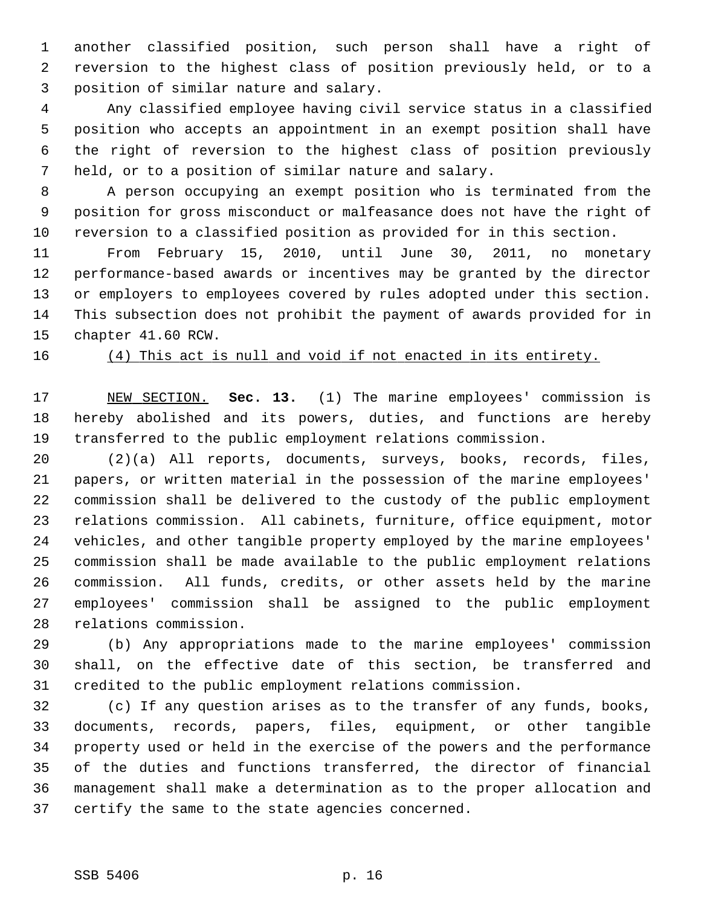another classified position, such person shall have a right of reversion to the highest class of position previously held, or to a position of similar nature and salary.

Any classified employee having civil service status in a classified position who accepts an appointment in an exempt position shall have the right of reversion to the highest class of position previously held, or to a position of similar nature and salary.

A person occupying an exempt position who is terminated from the position for gross misconduct or malfeasance does not have the right of reversion to a classified position as provided for in this section.

From February 15, 2010, until June 30, 2011, no monetary performance-based awards or incentives may be granted by the director or employers to employees covered by rules adopted under this section. This subsection does not prohibit the payment of awards provided for in chapter 41.60 RCW.

<u>(4) This act is null and void if not enacted in its entirety.</u>

<u>NEW SECTION.</u> **Sec. 13.** (1) The marine employees' commission is hereby abolished and its powers, duties, and functions are hereby transferred to the public employment relations commission.

(2)(a) All reports, documents, surveys, books, records, files, papers, or written material in the possession of the marine employees' commission shall be delivered to the custody of the public employment relations commission. All cabinets, furniture, office equipment, motor vehicles, and other tangible property employed by the marine employees' commission shall be made available to the public employment relations commission. All funds, credits, or other assets held by the marine employees' commission shall be assigned to the public employment relations commission.

(b) Any appropriations made to the marine employees' commission shall, on the effective date of this section, be transferred and credited to the public employment relations commission.

(c) If any question arises as to the transfer of any funds, books, documents, records, papers, files, equipment, or other tangible property used or held in the exercise of the powers and the performance of the duties and functions transferred, the director of financial management shall make a determination as to the proper allocation and certify the same to the state agencies concerned.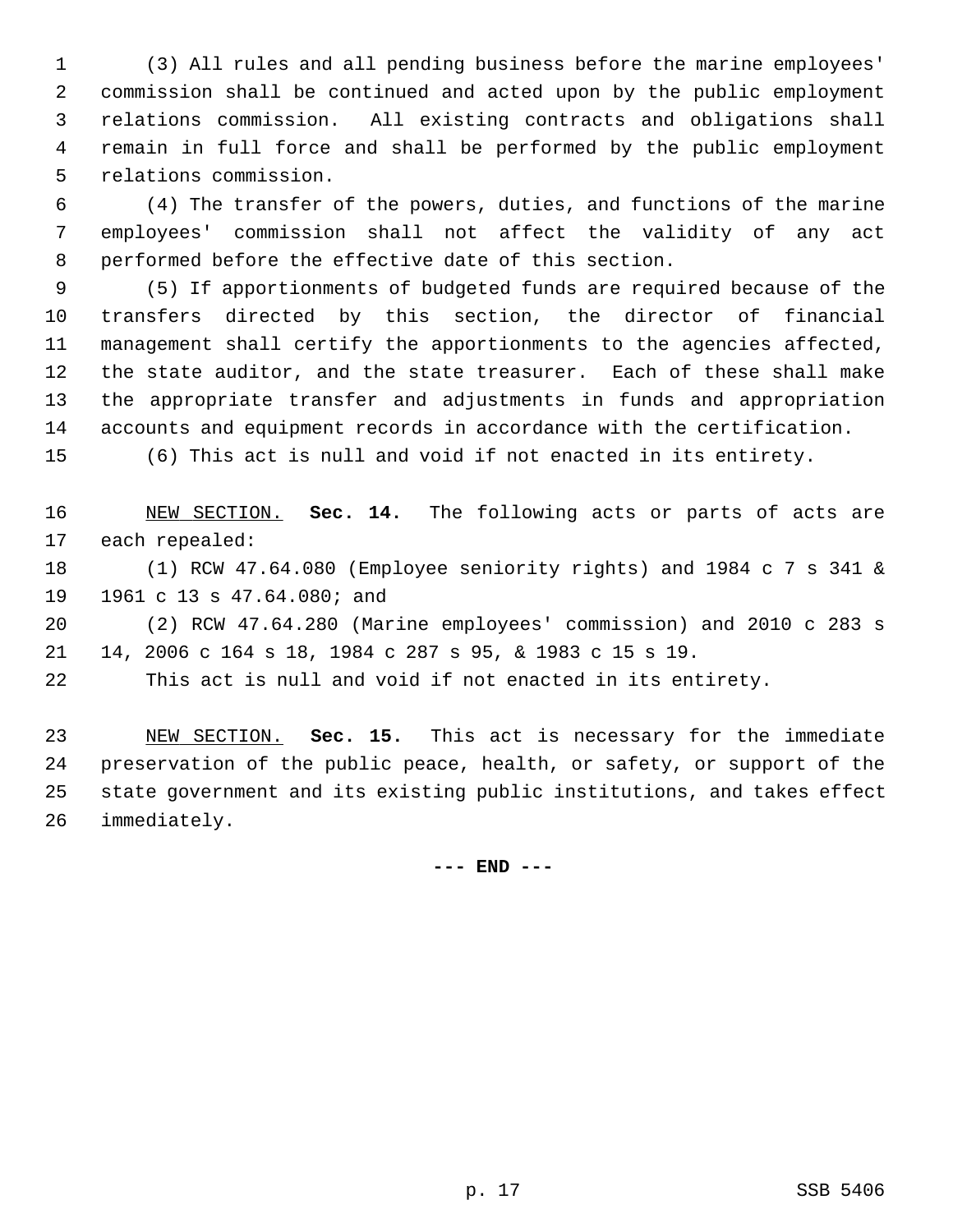(3) All rules and all pending business before the marine employees' commission shall be continued and acted upon by the public employment relations commission. All existing contracts and obligations shall remain in full force and shall be performed by the public employment relations commission.

(4) The transfer of the powers, duties, and functions of the marine employees' commission shall not affect the validity of any act performed before the effective date of this section.

(5) If apportionments of budgeted funds are required because of the transfers directed by this section, the director of financial management shall certify the apportionments to the agencies affected, the state auditor, and the state treasurer. Each of these shall make the appropriate transfer and adjustments in funds and appropriation accounts and equipment records in accordance with the certification.

(6) This act is null and void if not enacted in its entirety.

NEW SECTION. **Sec. 14.** The following acts or parts of acts are each repealed:

(1) RCW 47.64.080 (Employee seniority rights) and 1984 c 7 s 341 & 1961 c 13 s 47.64.080; and

(2) RCW 47.64.280 (Marine employees' commission) and 2010 c 283 s 14, 2006 c 164 s 18, 1984 c 287 s 95, & 1983 c 15 s 19.

This act is null and void if not enacted in its entirety.

NEW SECTION. **Sec. 15.** This act is necessary for the immediate preservation of the public peace, health, or safety, or support of the state government and its existing public institutions, and takes effect immediately.

**--- END ---**